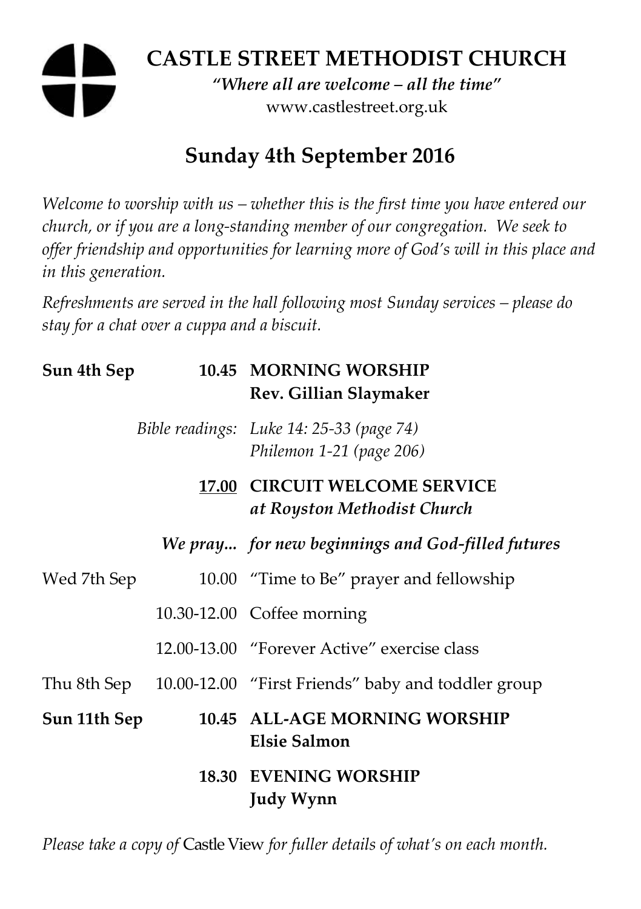# CASTLE STREET METHODIST CHURCH

*"Where all are welcome – all the time"*

www.castlestreet.org.uk

## Sunday 4th September 2016

*Welcome to worship with us – whether this is the first time you have entered our church, or if you are a long-standing member of our congregation. We seek to offer friendship and opportunities for learning more of God's will in this place and in this generation.*

*Refreshments are served in the hall following most Sunday services – please do stay for a chat over a cuppa and a biscuit.*

| | | |
|---|---|---|
| **Sun 4th Sep** | **10.45** | **MORNING WORSHIP**<br>**Rev. Gillian Slaymaker** |
| | *Bible readings:* | *Luke 14: 25-33 (page 74)*<br>*Philemon 1-21 (page 206)* |
| | **<u>17.00</u>** | **CIRCUIT WELCOME SERVICE**<br>***at Royston Methodist Church*** |
| | ***We pray...*** | ***for new beginnings and God-filled futures*** |
| Wed 7th Sep | 10.00 | "Time to Be" prayer and fellowship |
| | 10.30-12.00 | Coffee morning |
| | 12.00-13.00 | "Forever Active" exercise class |
| Thu 8th Sep | 10.00-12.00 | "First Friends" baby and toddler group |
| **Sun 11th Sep** | **10.45** | **ALL-AGE MORNING WORSHIP**<br>**Elsie Salmon** |
| | **18.30** | **EVENING WORSHIP**<br>**Judy Wynn** |

*Please take a copy of* Castle View *for fuller details of what's on each month.*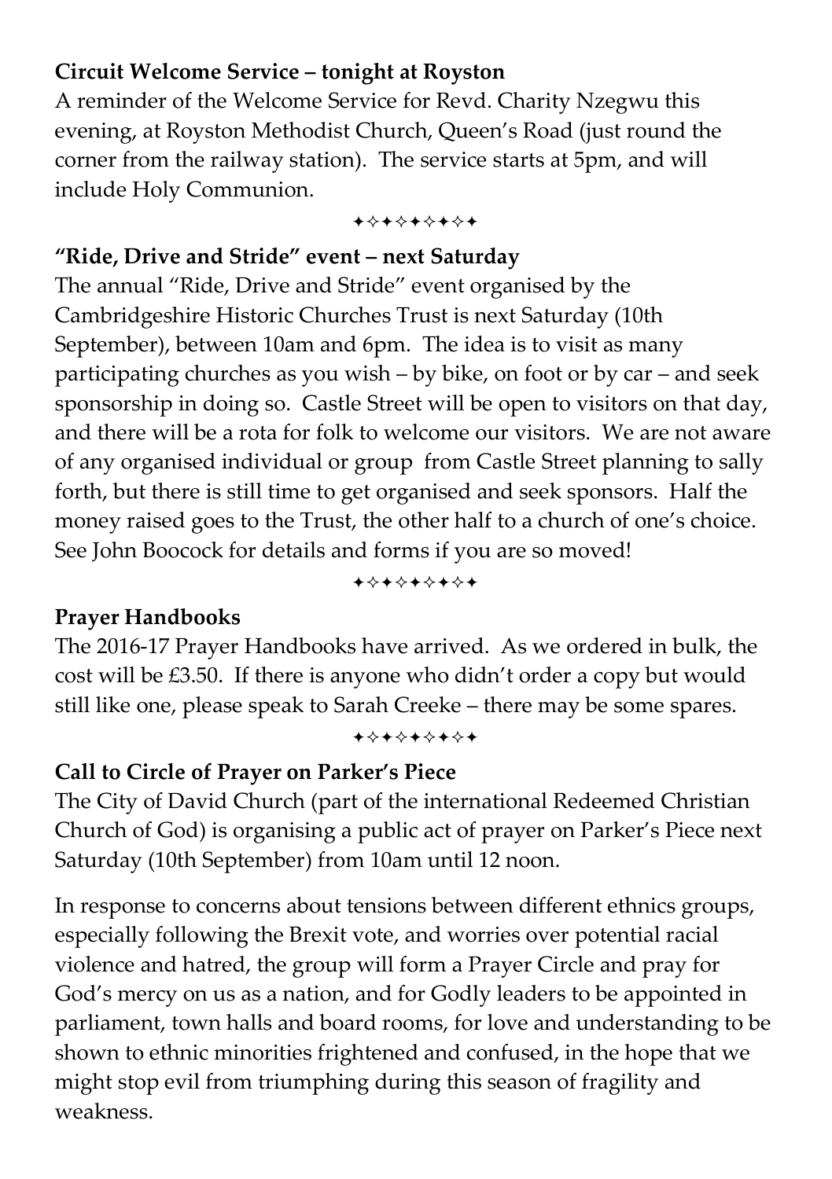**Circuit Welcome Service – tonight at Royston**

A reminder of the Welcome Service for Revd. Charity Nzegwu this evening, at Royston Methodist Church, Queen's Road (just round the corner from the railway station). The service starts at 5pm, and will include Holy Communion.

✦✧✦✧✦✧✦✧✦

**"Ride, Drive and Stride" event – next Saturday**

The annual "Ride, Drive and Stride" event organised by the Cambridgeshire Historic Churches Trust is next Saturday (10th September), between 10am and 6pm. The idea is to visit as many participating churches as you wish – by bike, on foot or by car – and seek sponsorship in doing so. Castle Street will be open to visitors on that day, and there will be a rota for folk to welcome our visitors. We are not aware of any organised individual or group from Castle Street planning to sally forth, but there is still time to get organised and seek sponsors. Half the money raised goes to the Trust, the other half to a church of one's choice. See John Boocock for details and forms if you are so moved!

✦✧✦✧✦✧✦✧✦

**Prayer Handbooks**

The 2016-17 Prayer Handbooks have arrived. As we ordered in bulk, the cost will be £3.50. If there is anyone who didn't order a copy but would still like one, please speak to Sarah Creeke – there may be some spares.

✦✧✦✧✦✧✦✧✦

**Call to Circle of Prayer on Parker's Piece**

The City of David Church (part of the international Redeemed Christian Church of God) is organising a public act of prayer on Parker's Piece next Saturday (10th September) from 10am until 12 noon.

In response to concerns about tensions between different ethnics groups, especially following the Brexit vote, and worries over potential racial violence and hatred, the group will form a Prayer Circle and pray for God's mercy on us as a nation, and for Godly leaders to be appointed in parliament, town halls and board rooms, for love and understanding to be shown to ethnic minorities frightened and confused, in the hope that we might stop evil from triumphing during this season of fragility and weakness.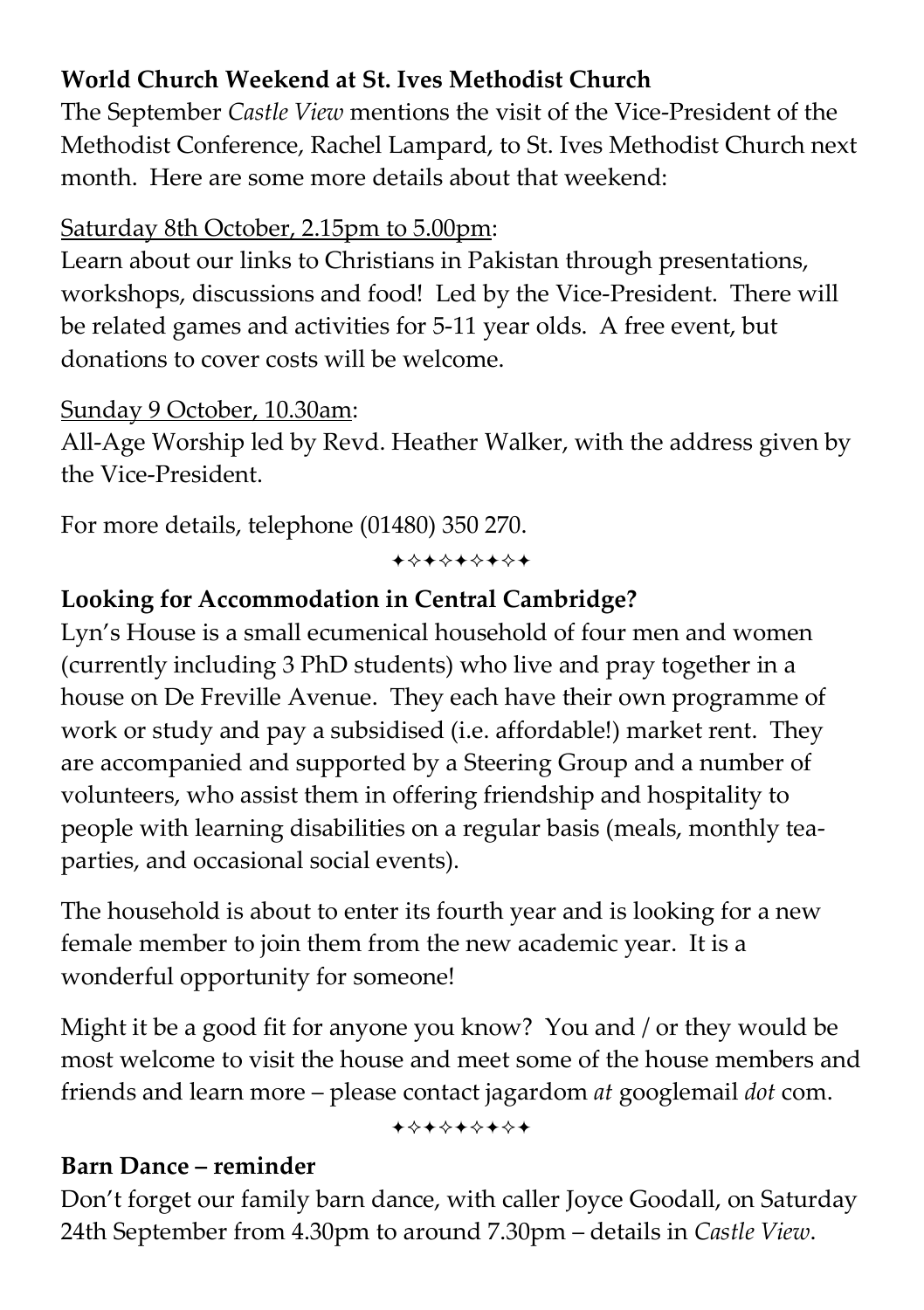**World Church Weekend at St. Ives Methodist Church**

The September *Castle View* mentions the visit of the Vice-President of the Methodist Conference, Rachel Lampard, to St. Ives Methodist Church next month. Here are some more details about that weekend:

<u>Saturday 8th October, 2.15pm to 5.00pm</u>:

Learn about our links to Christians in Pakistan through presentations, workshops, discussions and food! Led by the Vice-President. There will be related games and activities for 5-11 year olds. A free event, but donations to cover costs will be welcome.

<u>Sunday 9 October, 10.30am</u>:

All-Age Worship led by Revd. Heather Walker, with the address given by the Vice-President.

For more details, telephone (01480) 350 270.

✦✧✦✧✦✧✦✧✦

**Looking for Accommodation in Central Cambridge?**

Lyn's House is a small ecumenical household of four men and women (currently including 3 PhD students) who live and pray together in a house on De Freville Avenue. They each have their own programme of work or study and pay a subsidised (i.e. affordable!) market rent. They are accompanied and supported by a Steering Group and a number of volunteers, who assist them in offering friendship and hospitality to people with learning disabilities on a regular basis (meals, monthly tea-parties, and occasional social events).

The household is about to enter its fourth year and is looking for a new female member to join them from the new academic year. It is a wonderful opportunity for someone!

Might it be a good fit for anyone you know? You and / or they would be most welcome to visit the house and meet some of the house members and friends and learn more – please contact jagardom *at* googlemail *dot* com.

✦✧✦✧✦✧✦✧✦

**Barn Dance – reminder**

Don't forget our family barn dance, with caller Joyce Goodall, on Saturday 24th September from 4.30pm to around 7.30pm – details in *Castle View*.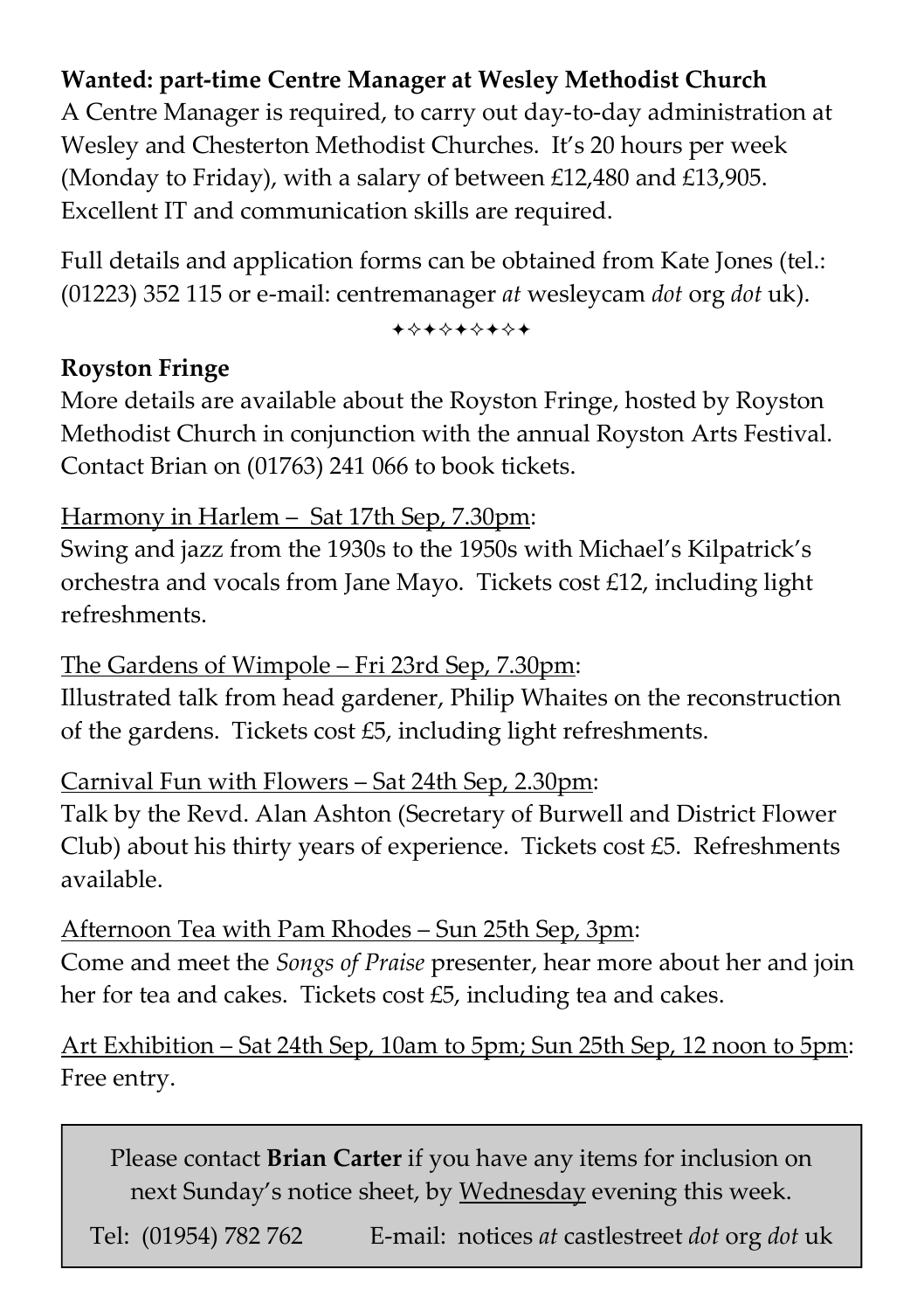**Wanted: part-time Centre Manager at Wesley Methodist Church**

A Centre Manager is required, to carry out day-to-day administration at Wesley and Chesterton Methodist Churches. It's 20 hours per week (Monday to Friday), with a salary of between £12,480 and £13,905. Excellent IT and communication skills are required.

Full details and application forms can be obtained from Kate Jones (tel.: (01223) 352 115 or e-mail: centremanager *at* wesleycam *dot* org *dot* uk).

✦✧✦✧✦✧✦✧✦

**Royston Fringe**

More details are available about the Royston Fringe, hosted by Royston Methodist Church in conjunction with the annual Royston Arts Festival. Contact Brian on (01763) 241 066 to book tickets.

<u>Harmony in Harlem – Sat 17th Sep, 7.30pm</u>:
Swing and jazz from the 1930s to the 1950s with Michael's Kilpatrick's orchestra and vocals from Jane Mayo. Tickets cost £12, including light refreshments.

<u>The Gardens of Wimpole – Fri 23rd Sep, 7.30pm</u>:
Illustrated talk from head gardener, Philip Whaites on the reconstruction of the gardens. Tickets cost £5, including light refreshments.

<u>Carnival Fun with Flowers – Sat 24th Sep, 2.30pm</u>:
Talk by the Revd. Alan Ashton (Secretary of Burwell and District Flower Club) about his thirty years of experience. Tickets cost £5. Refreshments available.

<u>Afternoon Tea with Pam Rhodes – Sun 25th Sep, 3pm</u>:
Come and meet the *Songs of Praise* presenter, hear more about her and join her for tea and cakes. Tickets cost £5, including tea and cakes.

<u>Art Exhibition – Sat 24th Sep, 10am to 5pm; Sun 25th Sep, 12 noon to 5pm</u>:
Free entry.

Please contact **Brian Carter** if you have any items for inclusion on next Sunday's notice sheet, by <u>Wednesday</u> evening this week.

Tel: (01954) 782 762    E-mail: notices *at* castlestreet *dot* org *dot* uk